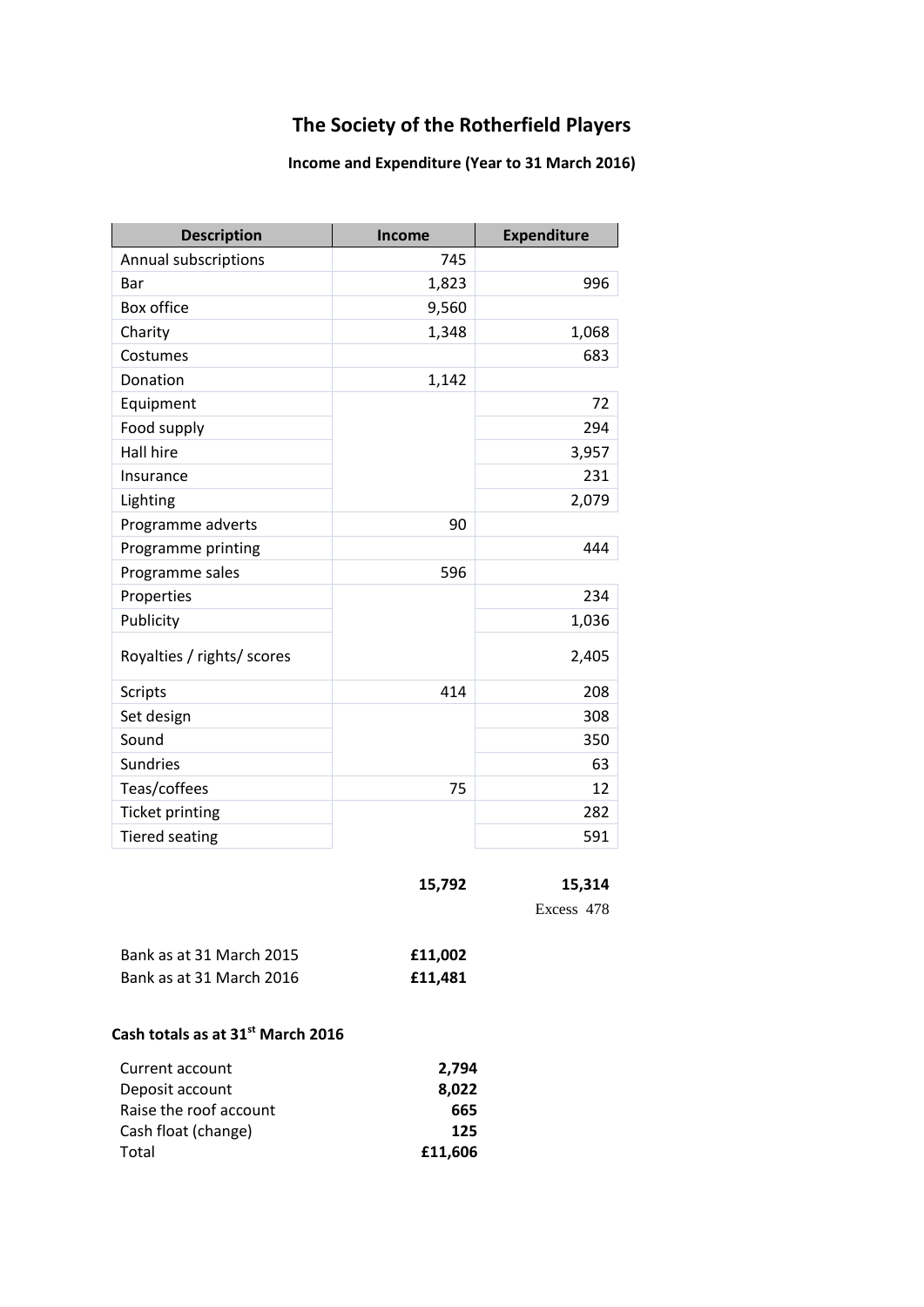# The Society of the Rotherfield Players

## Income and Expenditure (Year to 31 March 2016)

| Description | Income | Expenditure |
|---|---|---|
| Annual subscriptions | 745 | |
| Bar | 1,823 | 996 |
| Box office | 9,560 | |
| Charity | 1,348 | 1,068 |
| Costumes | | 683 |
| Donation | 1,142 | |
| Equipment | | 72 |
| Food supply | | 294 |
| Hall hire | | 3,957 |
| Insurance | | 231 |
| Lighting | | 2,079 |
| Programme adverts | 90 | |
| Programme printing | | 444 |
| Programme sales | 596 | |
| Properties | | 234 |
| Publicity | | 1,036 |
| Royalties / rights/ scores | | 2,405 |
| Scripts | 414 | 208 |
| Set design | | 308 |
| Sound | | 350 |
| Sundries | | 63 |
| Teas/coffees | 75 | 12 |
| Ticket printing | | 282 |
| Tiered seating | | 591 |
| | **15,792** | **15,314** |
| | | Excess 478 |

| | |
|---|---|
| Bank as at 31 March 2015 | **£11,002** |
| Bank as at 31 March 2016 | **£11,481** |

**Cash totals as at 31st March 2016**

| | |
|---|---|
| Current account | **2,794** |
| Deposit account | **8,022** |
| Raise the roof account | **665** |
| Cash float (change) | **125** |
| Total | **£11,606** |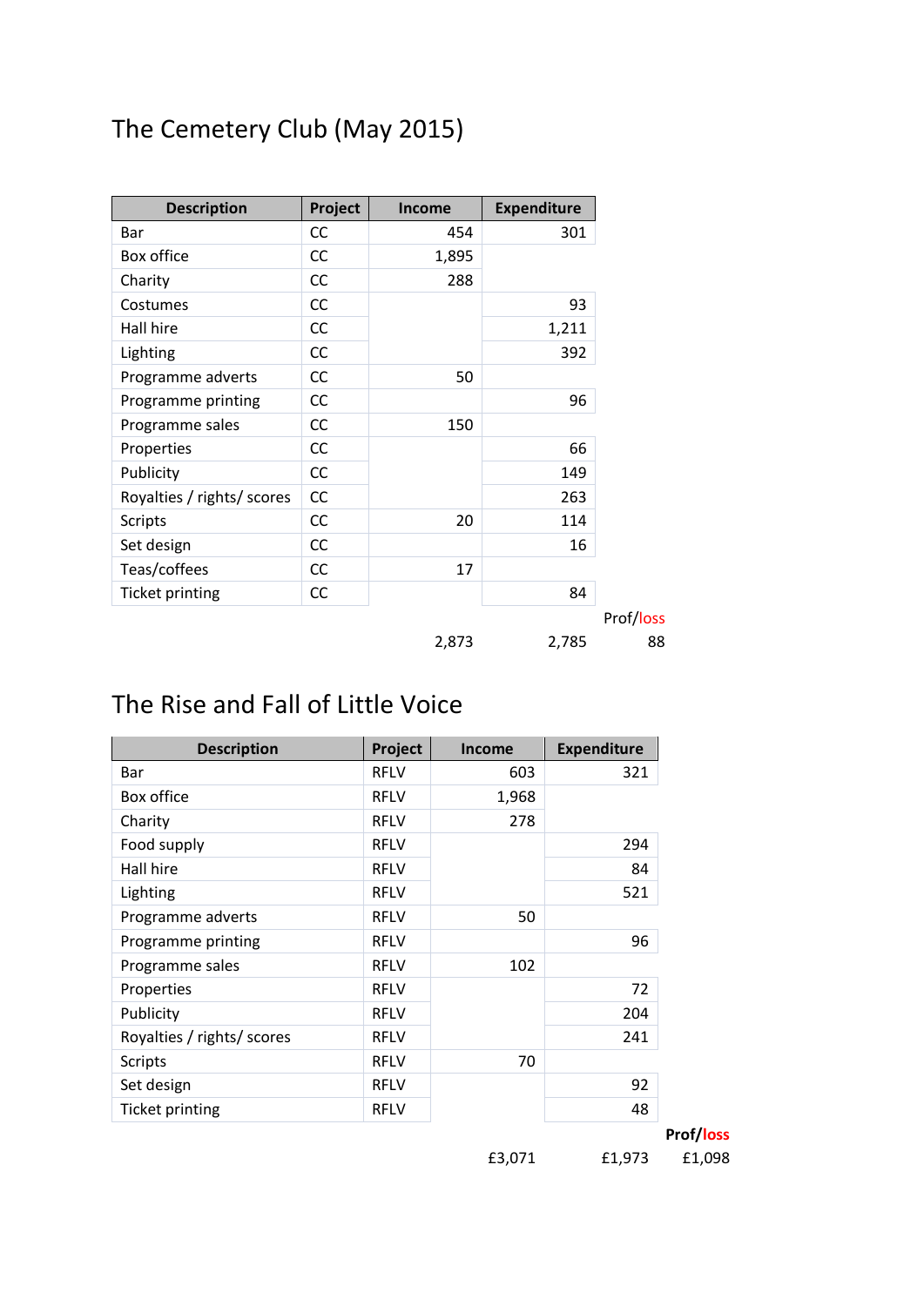# The Cemetery Club (May 2015)

| Description | Project | Income | Expenditure | |
|---|---|---|---|---|
| Bar | CC | 454 | 301 | |
| Box office | CC | 1,895 | | |
| Charity | CC | 288 | | |
| Costumes | CC | | 93 | |
| Hall hire | CC | | 1,211 | |
| Lighting | CC | | 392 | |
| Programme adverts | CC | 50 | | |
| Programme printing | CC | | 96 | |
| Programme sales | CC | 150 | | |
| Properties | CC | | 66 | |
| Publicity | CC | | 149 | |
| Royalties / rights/ scores | CC | | 263 | |
| Scripts | CC | 20 | 114 | |
| Set design | CC | | 16 | |
| Teas/coffees | CC | 17 | | |
| Ticket printing | CC | | 84 | |
| | | | | Prof/loss |
| | | 2,873 | 2,785 | 88 |

# The Rise and Fall of Little Voice

| Description | Project | Income | Expenditure | |
|---|---|---|---|---|
| Bar | RFLV | 603 | 321 | |
| Box office | RFLV | 1,968 | | |
| Charity | RFLV | 278 | | |
| Food supply | RFLV | | 294 | |
| Hall hire | RFLV | | 84 | |
| Lighting | RFLV | | 521 | |
| Programme adverts | RFLV | 50 | | |
| Programme printing | RFLV | | 96 | |
| Programme sales | RFLV | 102 | | |
| Properties | RFLV | | 72 | |
| Publicity | RFLV | | 204 | |
| Royalties / rights/ scores | RFLV | | 241 | |
| Scripts | RFLV | 70 | | |
| Set design | RFLV | | 92 | |
| Ticket printing | RFLV | | 48 | |
| | | | | **Prof/loss** |
| | | £3,071 | £1,973 | £1,098 |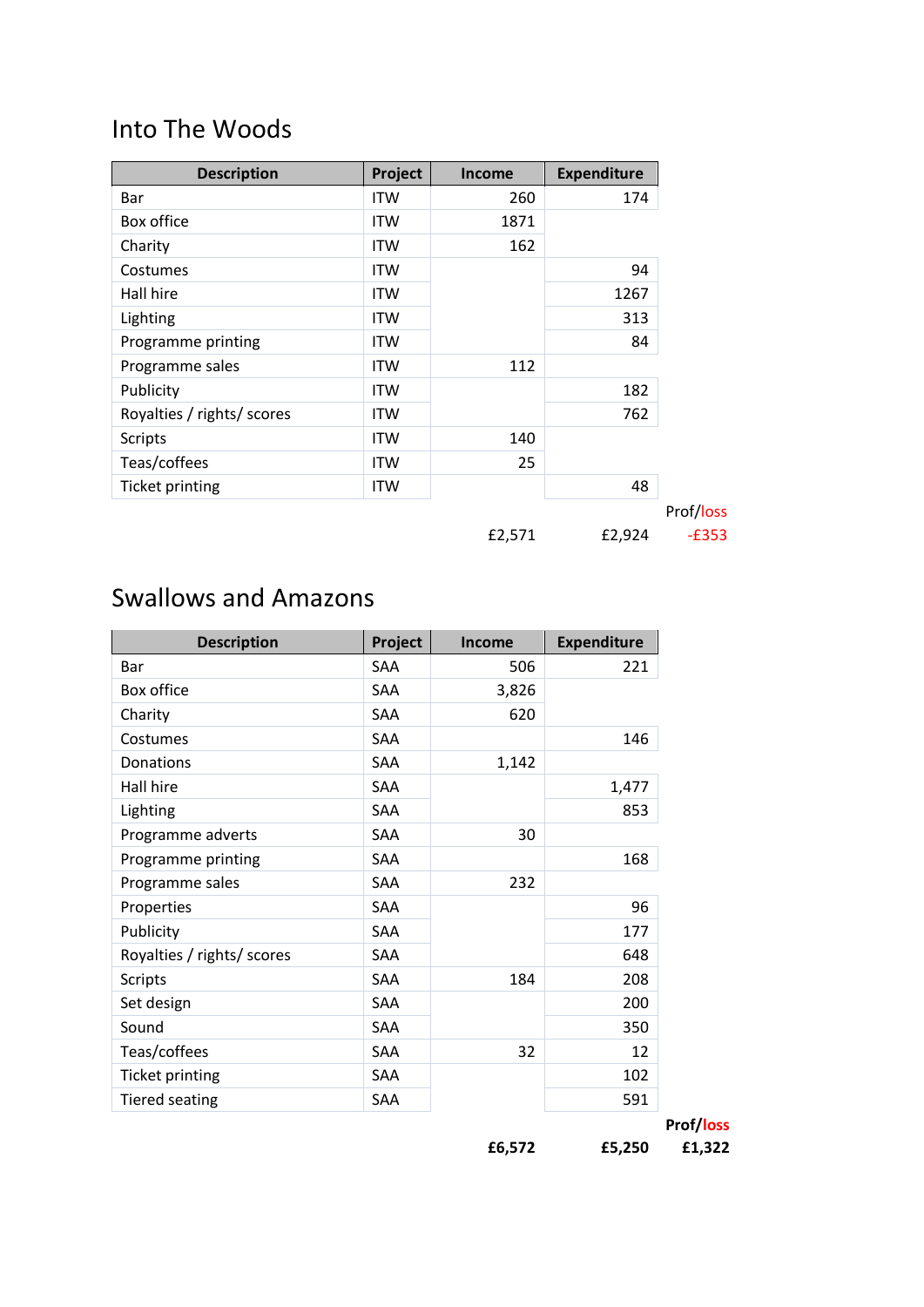## Into The Woods

| Description | Project | Income | Expenditure | |
|---|---|---|---|---|
| Bar | ITW | 260 | 174 | |
| Box office | ITW | 1871 | | |
| Charity | ITW | 162 | | |
| Costumes | ITW | | 94 | |
| Hall hire | ITW | | 1267 | |
| Lighting | ITW | | 313 | |
| Programme printing | ITW | | 84 | |
| Programme sales | ITW | 112 | | |
| Publicity | ITW | | 182 | |
| Royalties / rights/ scores | ITW | | 762 | |
| Scripts | ITW | 140 | | |
| Teas/coffees | ITW | 25 | | |
| Ticket printing | ITW | | 48 | |
| | | | | Prof/loss |
| | | £2,571 | £2,924 | -£353 |

## Swallows and Amazons

| Description | Project | Income | Expenditure | |
|---|---|---|---|---|
| Bar | SAA | 506 | 221 | |
| Box office | SAA | 3,826 | | |
| Charity | SAA | 620 | | |
| Costumes | SAA | | 146 | |
| Donations | SAA | 1,142 | | |
| Hall hire | SAA | | 1,477 | |
| Lighting | SAA | | 853 | |
| Programme adverts | SAA | 30 | | |
| Programme printing | SAA | | 168 | |
| Programme sales | SAA | 232 | | |
| Properties | SAA | | 96 | |
| Publicity | SAA | | 177 | |
| Royalties / rights/ scores | SAA | | 648 | |
| Scripts | SAA | 184 | 208 | |
| Set design | SAA | | 200 | |
| Sound | SAA | | 350 | |
| Teas/coffees | SAA | 32 | 12 | |
| Ticket printing | SAA | | 102 | |
| Tiered seating | SAA | | 591 | |
| | | | | **Prof/loss** |
| | | **£6,572** | **£5,250** | **£1,322** |